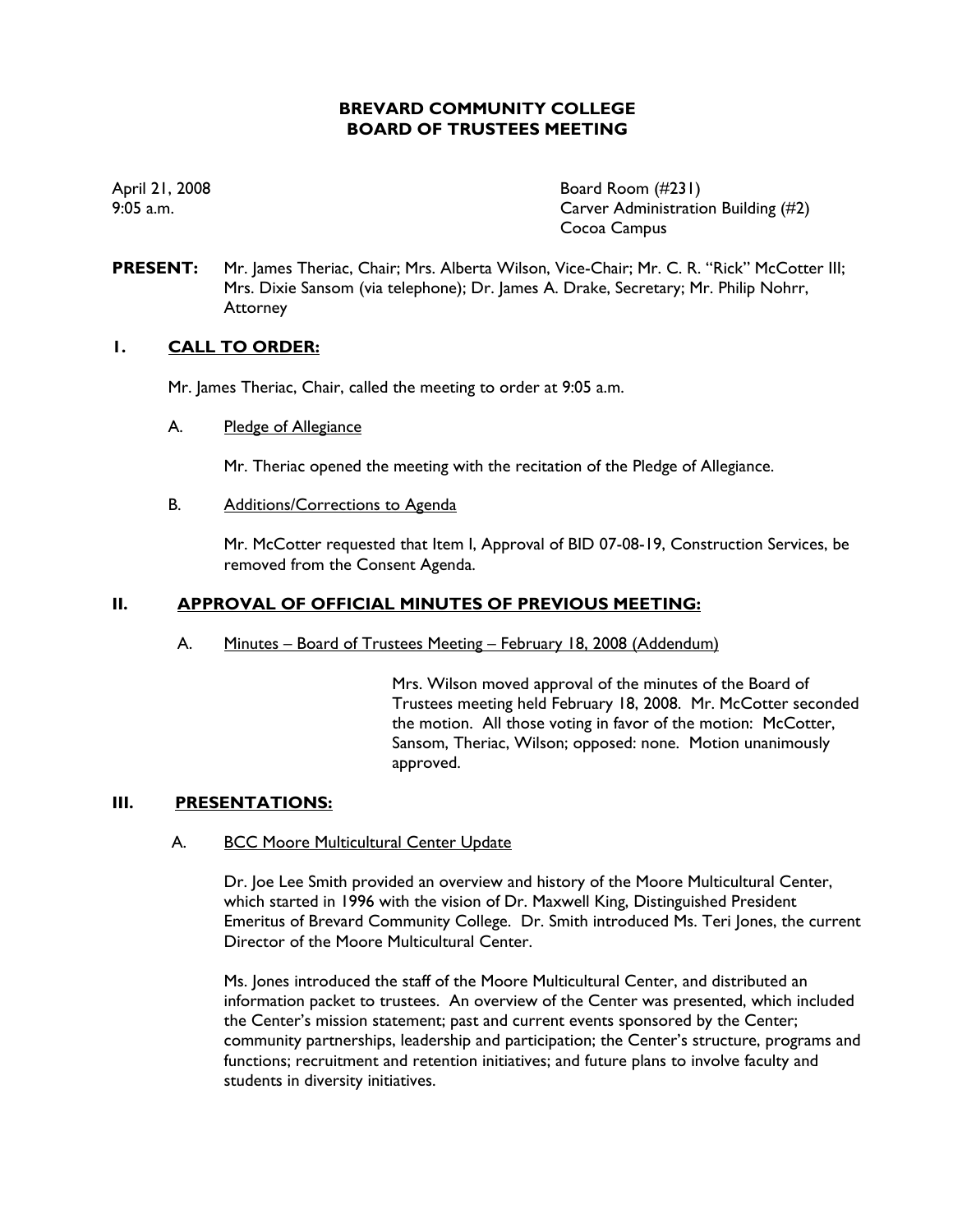# BREVARD COMMUNITY COLLEGE
# BOARD OF TRUSTEES MEETING

April 21, 2008
9:05 a.m.

Board Room (#231)
Carver Administration Building (#2)
Cocoa Campus

**PRESENT:** Mr. James Theriac, Chair; Mrs. Alberta Wilson, Vice-Chair; Mr. C. R. "Rick" McCotter III; Mrs. Dixie Sansom (via telephone); Dr. James A. Drake, Secretary; Mr. Philip Nohrr, Attorney

## I. CALL TO ORDER:

Mr. James Theriac, Chair, called the meeting to order at 9:05 a.m.

A. Pledge of Allegiance

Mr. Theriac opened the meeting with the recitation of the Pledge of Allegiance.

B. Additions/Corrections to Agenda

Mr. McCotter requested that Item I, Approval of BID 07-08-19, Construction Services, be removed from the Consent Agenda.

## II. APPROVAL OF OFFICIAL MINUTES OF PREVIOUS MEETING:

A. Minutes – Board of Trustees Meeting – February 18, 2008 (Addendum)

Mrs. Wilson moved approval of the minutes of the Board of Trustees meeting held February 18, 2008. Mr. McCotter seconded the motion. All those voting in favor of the motion: McCotter, Sansom, Theriac, Wilson; opposed: none. Motion unanimously approved.

## III. PRESENTATIONS:

A. BCC Moore Multicultural Center Update

Dr. Joe Lee Smith provided an overview and history of the Moore Multicultural Center, which started in 1996 with the vision of Dr. Maxwell King, Distinguished President Emeritus of Brevard Community College. Dr. Smith introduced Ms. Teri Jones, the current Director of the Moore Multicultural Center.

Ms. Jones introduced the staff of the Moore Multicultural Center, and distributed an information packet to trustees. An overview of the Center was presented, which included the Center's mission statement; past and current events sponsored by the Center; community partnerships, leadership and participation; the Center's structure, programs and functions; recruitment and retention initiatives; and future plans to involve faculty and students in diversity initiatives.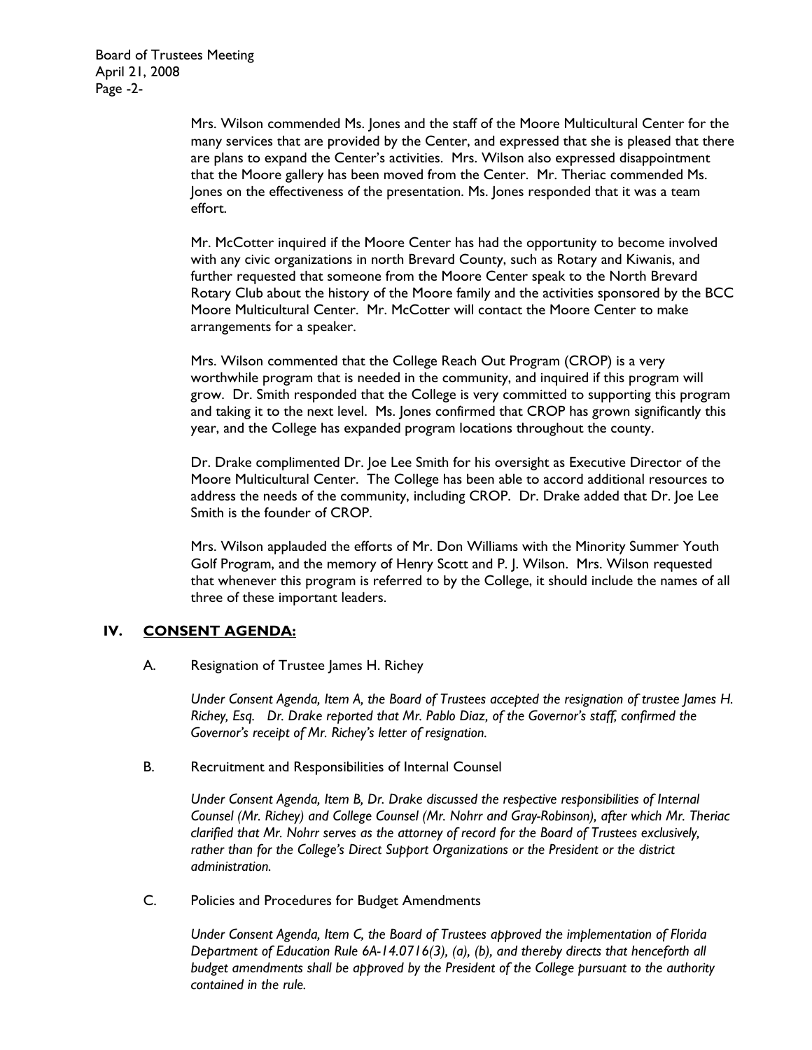Mrs. Wilson commended Ms. Jones and the staff of the Moore Multicultural Center for the many services that are provided by the Center, and expressed that she is pleased that there are plans to expand the Center's activities. Mrs. Wilson also expressed disappointment that the Moore gallery has been moved from the Center. Mr. Theriac commended Ms. Jones on the effectiveness of the presentation. Ms. Jones responded that it was a team effort.

Mr. McCotter inquired if the Moore Center has had the opportunity to become involved with any civic organizations in north Brevard County, such as Rotary and Kiwanis, and further requested that someone from the Moore Center speak to the North Brevard Rotary Club about the history of the Moore family and the activities sponsored by the BCC Moore Multicultural Center. Mr. McCotter will contact the Moore Center to make arrangements for a speaker.

Mrs. Wilson commented that the College Reach Out Program (CROP) is a very worthwhile program that is needed in the community, and inquired if this program will grow. Dr. Smith responded that the College is very committed to supporting this program and taking it to the next level. Ms. Jones confirmed that CROP has grown significantly this year, and the College has expanded program locations throughout the county.

Dr. Drake complimented Dr. Joe Lee Smith for his oversight as Executive Director of the Moore Multicultural Center. The College has been able to accord additional resources to address the needs of the community, including CROP. Dr. Drake added that Dr. Joe Lee Smith is the founder of CROP.

Mrs. Wilson applauded the efforts of Mr. Don Williams with the Minority Summer Youth Golf Program, and the memory of Henry Scott and P. J. Wilson. Mrs. Wilson requested that whenever this program is referred to by the College, it should include the names of all three of these important leaders.

## IV. CONSENT AGENDA:

A. Resignation of Trustee James H. Richey

*Under Consent Agenda, Item A, the Board of Trustees accepted the resignation of trustee James H. Richey, Esq. Dr. Drake reported that Mr. Pablo Diaz, of the Governor's staff, confirmed the Governor's receipt of Mr. Richey's letter of resignation.*

B. Recruitment and Responsibilities of Internal Counsel

*Under Consent Agenda, Item B, Dr. Drake discussed the respective responsibilities of Internal Counsel (Mr. Richey) and College Counsel (Mr. Nohrr and Gray-Robinson), after which Mr. Theriac clarified that Mr. Nohrr serves as the attorney of record for the Board of Trustees exclusively, rather than for the College's Direct Support Organizations or the President or the district administration.*

C. Policies and Procedures for Budget Amendments

*Under Consent Agenda, Item C, the Board of Trustees approved the implementation of Florida Department of Education Rule 6A-14.0716(3), (a), (b), and thereby directs that henceforth all budget amendments shall be approved by the President of the College pursuant to the authority contained in the rule.*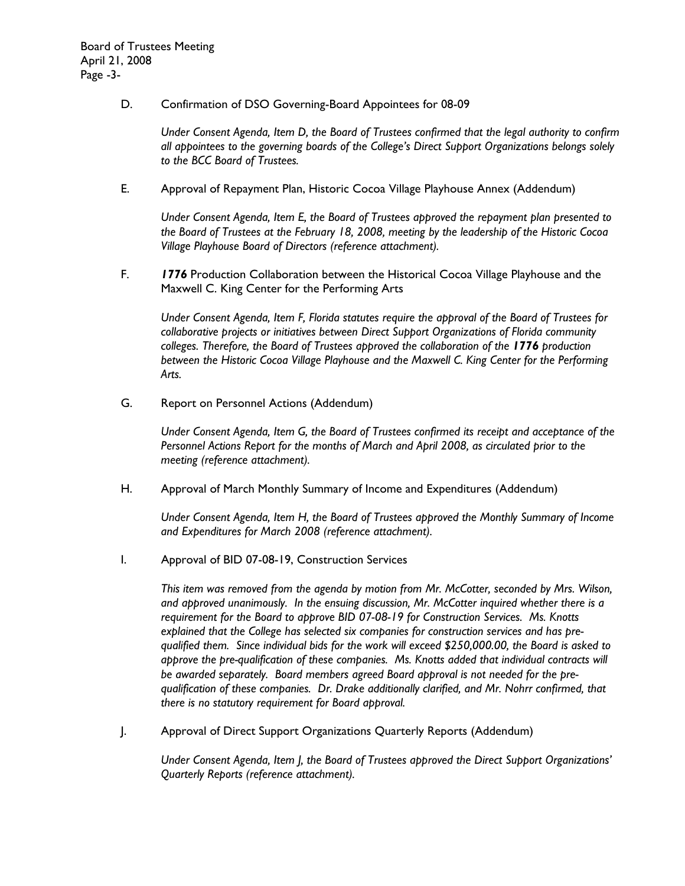D. Confirmation of DSO Governing-Board Appointees for 08-09

*Under Consent Agenda, Item D, the Board of Trustees confirmed that the legal authority to confirm all appointees to the governing boards of the College's Direct Support Organizations belongs solely to the BCC Board of Trustees.*

E. Approval of Repayment Plan, Historic Cocoa Village Playhouse Annex (Addendum)

*Under Consent Agenda, Item E, the Board of Trustees approved the repayment plan presented to the Board of Trustees at the February 18, 2008, meeting by the leadership of the Historic Cocoa Village Playhouse Board of Directors (reference attachment).*

F. ***1776*** Production Collaboration between the Historical Cocoa Village Playhouse and the Maxwell C. King Center for the Performing Arts

*Under Consent Agenda, Item F, Florida statutes require the approval of the Board of Trustees for collaborative projects or initiatives between Direct Support Organizations of Florida community colleges. Therefore, the Board of Trustees approved the collaboration of the **1776** production between the Historic Cocoa Village Playhouse and the Maxwell C. King Center for the Performing Arts.*

G. Report on Personnel Actions (Addendum)

*Under Consent Agenda, Item G, the Board of Trustees confirmed its receipt and acceptance of the Personnel Actions Report for the months of March and April 2008, as circulated prior to the meeting (reference attachment).*

H. Approval of March Monthly Summary of Income and Expenditures (Addendum)

*Under Consent Agenda, Item H, the Board of Trustees approved the Monthly Summary of Income and Expenditures for March 2008 (reference attachment).*

I. Approval of BID 07-08-19, Construction Services

*This item was removed from the agenda by motion from Mr. McCotter, seconded by Mrs. Wilson, and approved unanimously. In the ensuing discussion, Mr. McCotter inquired whether there is a requirement for the Board to approve BID 07-08-19 for Construction Services. Ms. Knotts explained that the College has selected six companies for construction services and has pre-qualified them. Since individual bids for the work will exceed $250,000.00, the Board is asked to approve the pre-qualification of these companies. Ms. Knotts added that individual contracts will be awarded separately. Board members agreed Board approval is not needed for the pre-qualification of these companies. Dr. Drake additionally clarified, and Mr. Nohrr confirmed, that there is no statutory requirement for Board approval.*

J. Approval of Direct Support Organizations Quarterly Reports (Addendum)

*Under Consent Agenda, Item J, the Board of Trustees approved the Direct Support Organizations' Quarterly Reports (reference attachment).*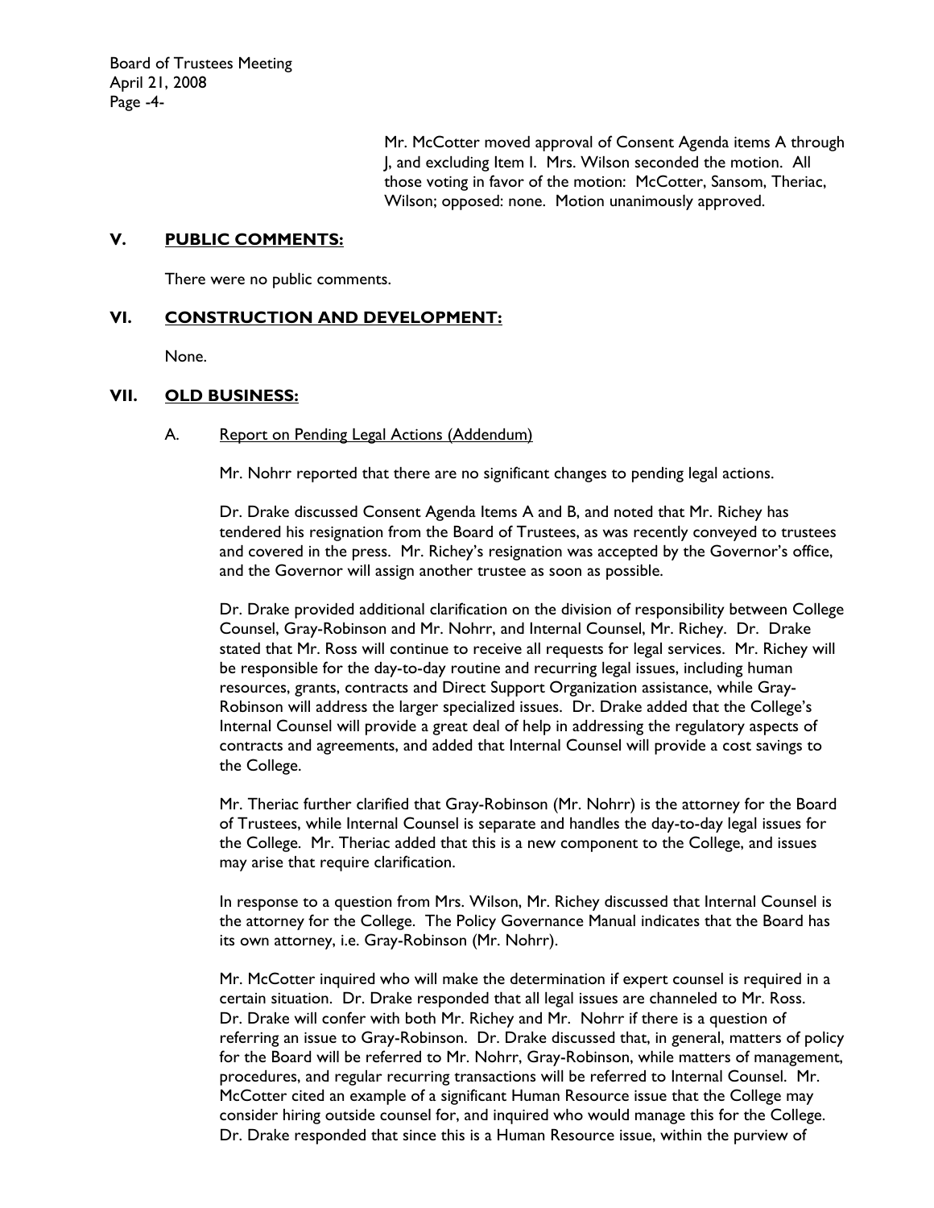Mr. McCotter moved approval of Consent Agenda items A through J, and excluding Item I. Mrs. Wilson seconded the motion. All those voting in favor of the motion: McCotter, Sansom, Theriac, Wilson; opposed: none. Motion unanimously approved.

## V. <u>PUBLIC COMMENTS:</u>

There were no public comments.

## VI. <u>CONSTRUCTION AND DEVELOPMENT:</u>

None.

## VII. <u>OLD BUSINESS:</u>

### A. <u>Report on Pending Legal Actions (Addendum)</u>

Mr. Nohrr reported that there are no significant changes to pending legal actions.

Dr. Drake discussed Consent Agenda Items A and B, and noted that Mr. Richey has tendered his resignation from the Board of Trustees, as was recently conveyed to trustees and covered in the press. Mr. Richey's resignation was accepted by the Governor's office, and the Governor will assign another trustee as soon as possible.

Dr. Drake provided additional clarification on the division of responsibility between College Counsel, Gray-Robinson and Mr. Nohrr, and Internal Counsel, Mr. Richey. Dr. Drake stated that Mr. Ross will continue to receive all requests for legal services. Mr. Richey will be responsible for the day-to-day routine and recurring legal issues, including human resources, grants, contracts and Direct Support Organization assistance, while Gray-Robinson will address the larger specialized issues. Dr. Drake added that the College's Internal Counsel will provide a great deal of help in addressing the regulatory aspects of contracts and agreements, and added that Internal Counsel will provide a cost savings to the College.

Mr. Theriac further clarified that Gray-Robinson (Mr. Nohrr) is the attorney for the Board of Trustees, while Internal Counsel is separate and handles the day-to-day legal issues for the College. Mr. Theriac added that this is a new component to the College, and issues may arise that require clarification.

In response to a question from Mrs. Wilson, Mr. Richey discussed that Internal Counsel is the attorney for the College. The Policy Governance Manual indicates that the Board has its own attorney, i.e. Gray-Robinson (Mr. Nohrr).

Mr. McCotter inquired who will make the determination if expert counsel is required in a certain situation. Dr. Drake responded that all legal issues are channeled to Mr. Ross. Dr. Drake will confer with both Mr. Richey and Mr. Nohrr if there is a question of referring an issue to Gray-Robinson. Dr. Drake discussed that, in general, matters of policy for the Board will be referred to Mr. Nohrr, Gray-Robinson, while matters of management, procedures, and regular recurring transactions will be referred to Internal Counsel. Mr. McCotter cited an example of a significant Human Resource issue that the College may consider hiring outside counsel for, and inquired who would manage this for the College. Dr. Drake responded that since this is a Human Resource issue, within the purview of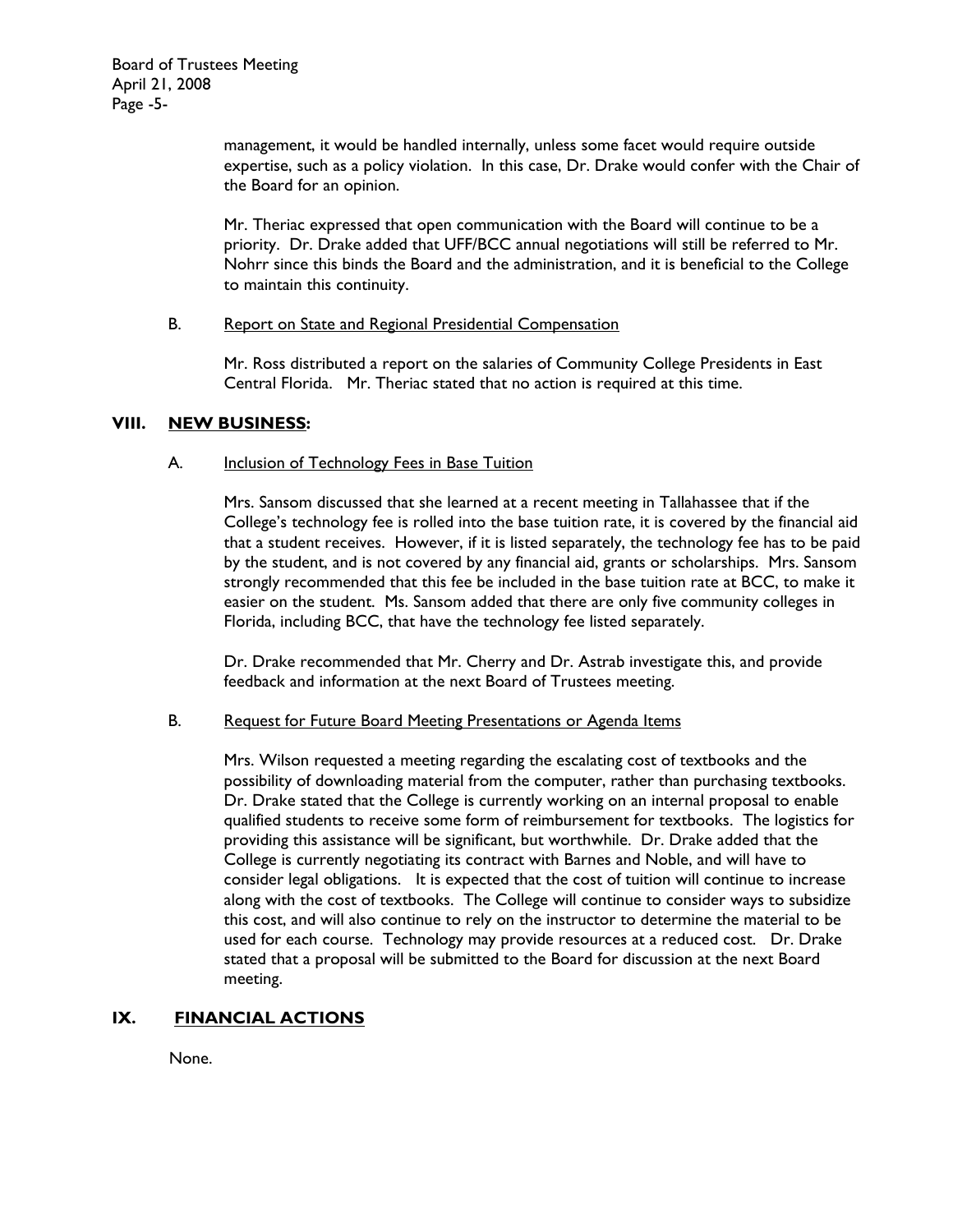management, it would be handled internally, unless some facet would require outside expertise, such as a policy violation. In this case, Dr. Drake would confer with the Chair of the Board for an opinion.

Mr. Theriac expressed that open communication with the Board will continue to be a priority. Dr. Drake added that UFF/BCC annual negotiations will still be referred to Mr. Nohrr since this binds the Board and the administration, and it is beneficial to the College to maintain this continuity.

B. Report on State and Regional Presidential Compensation

Mr. Ross distributed a report on the salaries of Community College Presidents in East Central Florida. Mr. Theriac stated that no action is required at this time.

## VIII. NEW BUSINESS:

A. Inclusion of Technology Fees in Base Tuition

Mrs. Sansom discussed that she learned at a recent meeting in Tallahassee that if the College's technology fee is rolled into the base tuition rate, it is covered by the financial aid that a student receives. However, if it is listed separately, the technology fee has to be paid by the student, and is not covered by any financial aid, grants or scholarships. Mrs. Sansom strongly recommended that this fee be included in the base tuition rate at BCC, to make it easier on the student. Ms. Sansom added that there are only five community colleges in Florida, including BCC, that have the technology fee listed separately.

Dr. Drake recommended that Mr. Cherry and Dr. Astrab investigate this, and provide feedback and information at the next Board of Trustees meeting.

B. Request for Future Board Meeting Presentations or Agenda Items

Mrs. Wilson requested a meeting regarding the escalating cost of textbooks and the possibility of downloading material from the computer, rather than purchasing textbooks. Dr. Drake stated that the College is currently working on an internal proposal to enable qualified students to receive some form of reimbursement for textbooks. The logistics for providing this assistance will be significant, but worthwhile. Dr. Drake added that the College is currently negotiating its contract with Barnes and Noble, and will have to consider legal obligations. It is expected that the cost of tuition will continue to increase along with the cost of textbooks. The College will continue to consider ways to subsidize this cost, and will also continue to rely on the instructor to determine the material to be used for each course. Technology may provide resources at a reduced cost. Dr. Drake stated that a proposal will be submitted to the Board for discussion at the next Board meeting.

## IX. FINANCIAL ACTIONS

None.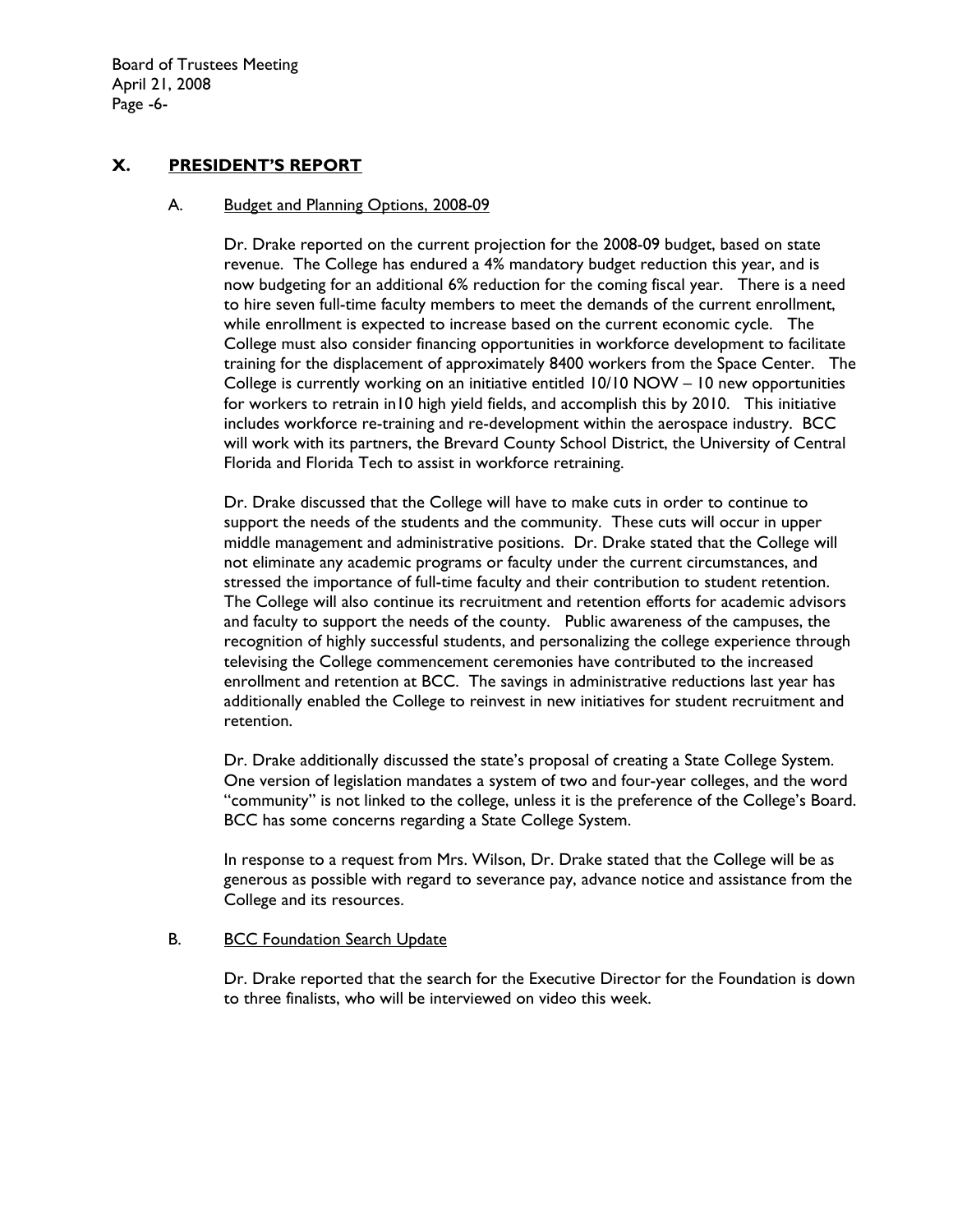## X. PRESIDENT'S REPORT

### A. Budget and Planning Options, 2008-09

Dr. Drake reported on the current projection for the 2008-09 budget, based on state revenue. The College has endured a 4% mandatory budget reduction this year, and is now budgeting for an additional 6% reduction for the coming fiscal year. There is a need to hire seven full-time faculty members to meet the demands of the current enrollment, while enrollment is expected to increase based on the current economic cycle. The College must also consider financing opportunities in workforce development to facilitate training for the displacement of approximately 8400 workers from the Space Center. The College is currently working on an initiative entitled 10/10 NOW – 10 new opportunities for workers to retrain in10 high yield fields, and accomplish this by 2010. This initiative includes workforce re-training and re-development within the aerospace industry. BCC will work with its partners, the Brevard County School District, the University of Central Florida and Florida Tech to assist in workforce retraining.

Dr. Drake discussed that the College will have to make cuts in order to continue to support the needs of the students and the community. These cuts will occur in upper middle management and administrative positions. Dr. Drake stated that the College will not eliminate any academic programs or faculty under the current circumstances, and stressed the importance of full-time faculty and their contribution to student retention. The College will also continue its recruitment and retention efforts for academic advisors and faculty to support the needs of the county. Public awareness of the campuses, the recognition of highly successful students, and personalizing the college experience through televising the College commencement ceremonies have contributed to the increased enrollment and retention at BCC. The savings in administrative reductions last year has additionally enabled the College to reinvest in new initiatives for student recruitment and retention.

Dr. Drake additionally discussed the state's proposal of creating a State College System. One version of legislation mandates a system of two and four-year colleges, and the word "community" is not linked to the college, unless it is the preference of the College's Board. BCC has some concerns regarding a State College System.

In response to a request from Mrs. Wilson, Dr. Drake stated that the College will be as generous as possible with regard to severance pay, advance notice and assistance from the College and its resources.

### B. BCC Foundation Search Update

Dr. Drake reported that the search for the Executive Director for the Foundation is down to three finalists, who will be interviewed on video this week.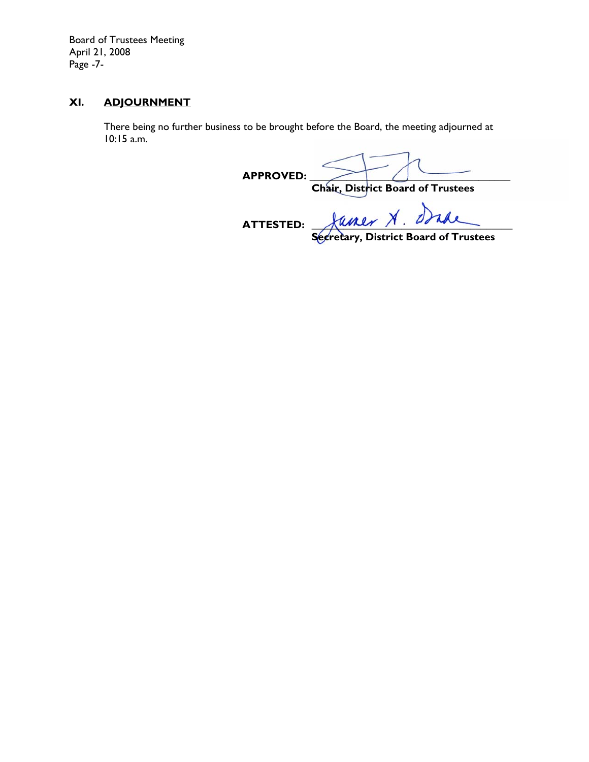## XI. ADJOURNMENT

There being no further business to be brought before the Board, the meeting adjourned at 10:15 a.m.

**APPROVED:** ______________________________
**Chair, District Board of Trustees**

**ATTESTED:** ______________________________
**Secretary, District Board of Trustees**